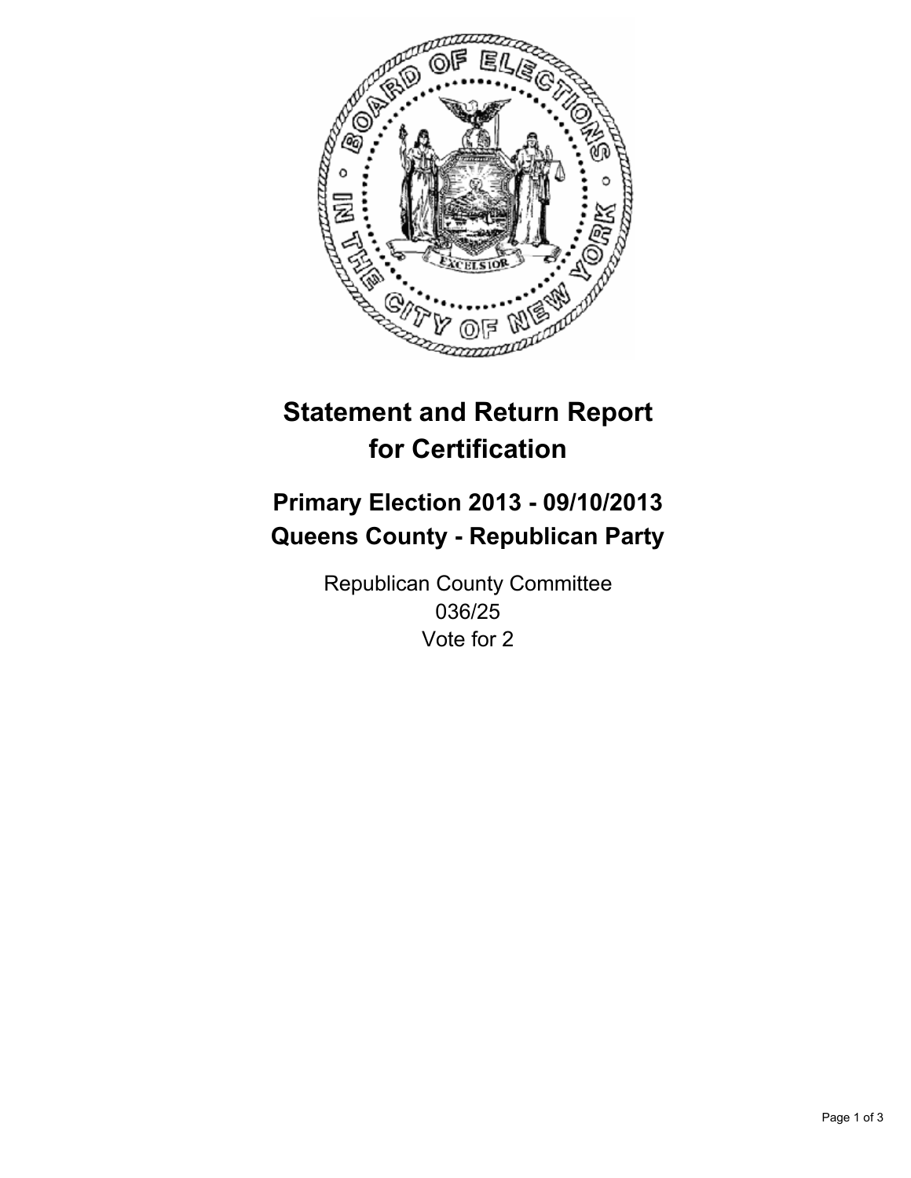# Statement and Return Report for Certification

## Primary Election 2013 - 09/10/2013
## Queens County - Republican Party

Republican County Committee
036/25
Vote for 2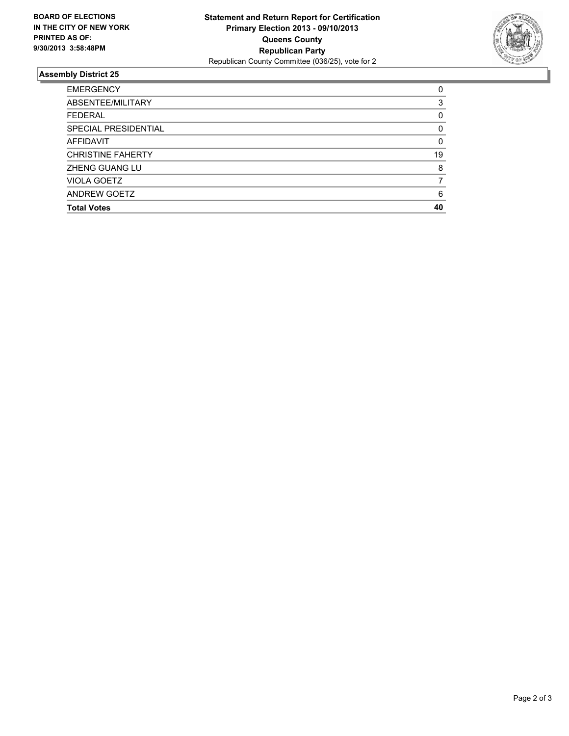**BOARD OF ELECTIONS IN THE CITY OF NEW YORK PRINTED AS OF: 9/30/2013 3:58:48PM**

**Statement and Return Report for Certification**
**Primary Election 2013 - 09/10/2013**
**Queens County**
**Republican Party**
Republican County Committee (036/25), vote for 2

## Assembly District 25

| | |
|---|---|
| EMERGENCY | 0 |
| ABSENTEE/MILITARY | 3 |
| FEDERAL | 0 |
| SPECIAL PRESIDENTIAL | 0 |
| AFFIDAVIT | 0 |
| CHRISTINE FAHERTY | 19 |
| ZHENG GUANG LU | 8 |
| VIOLA GOETZ | 7 |
| ANDREW GOETZ | 6 |
| **Total Votes** | **40** |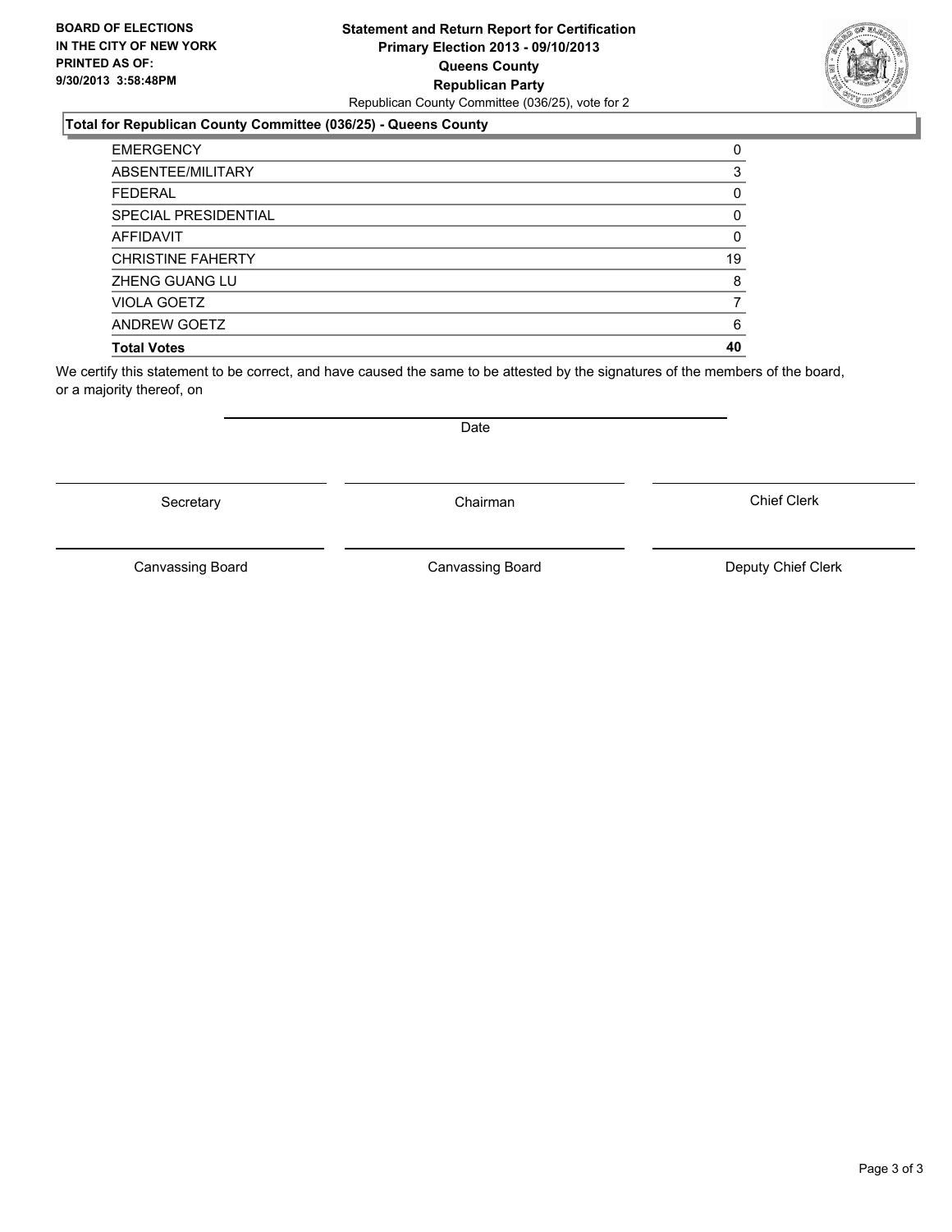**BOARD OF ELECTIONS IN THE CITY OF NEW YORK PRINTED AS OF: 9/30/2013 3:58:48PM**

**Statement and Return Report for Certification**
**Primary Election 2013 - 09/10/2013**
**Queens County**
**Republican Party**
Republican County Committee (036/25), vote for 2

### Total for Republican County Committee (036/25) - Queens County

| | |
|---|---|
| EMERGENCY | 0 |
| ABSENTEE/MILITARY | 3 |
| FEDERAL | 0 |
| SPECIAL PRESIDENTIAL | 0 |
| AFFIDAVIT | 0 |
| CHRISTINE FAHERTY | 19 |
| ZHENG GUANG LU | 8 |
| VIOLA GOETZ | 7 |
| ANDREW GOETZ | 6 |
| **Total Votes** | **40** |

We certify this statement to be correct, and have caused the same to be attested by the signatures of the members of the board, or a majority thereof, on

Date

Secretary | Chairman | Chief Clerk

Canvassing Board | Canvassing Board | Deputy Chief Clerk